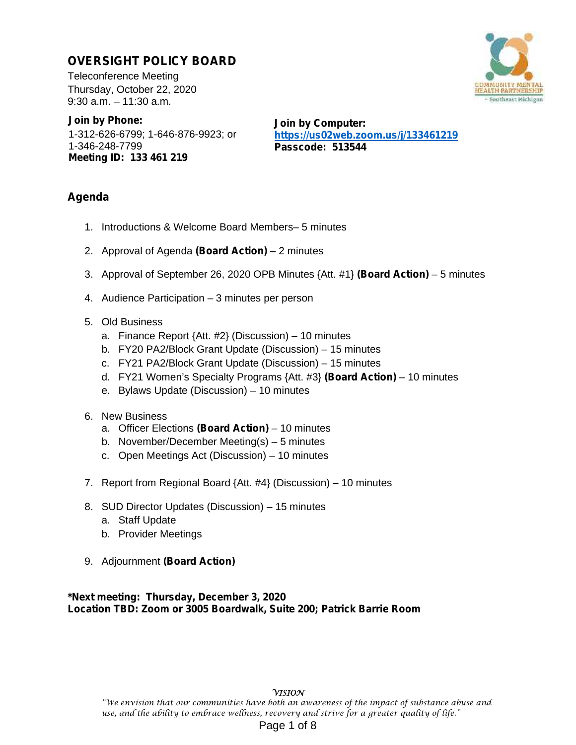# OVERSIGHT POLICY BOARD

Teleconference Meeting
Thursday, October 22, 2020
9:30 a.m. – 11:30 a.m.

**Join by Phone:**
1-312-626-6799; 1-646-876-9923; or
1-346-248-7799
**Meeting ID: 133 461 219**

**Join by Computer:**
**https://us02web.zoom.us/j/133461219**
**Passcode: 513544**

## Agenda

1. Introductions & Welcome Board Members– 5 minutes

2. Approval of Agenda **(Board Action)** – 2 minutes

3. Approval of September 26, 2020 OPB Minutes {Att. #1} **(Board Action)** – 5 minutes

4. Audience Participation – 3 minutes per person

5. Old Business
   a. Finance Report {Att. #2} (Discussion) – 10 minutes
   b. FY20 PA2/Block Grant Update (Discussion) – 15 minutes
   c. FY21 PA2/Block Grant Update (Discussion) – 15 minutes
   d. FY21 Women's Specialty Programs {Att. #3} **(Board Action)** – 10 minutes
   e. Bylaws Update (Discussion) – 10 minutes

6. New Business
   a. Officer Elections **(Board Action)** – 10 minutes
   b. November/December Meeting(s) – 5 minutes
   c. Open Meetings Act (Discussion) – 10 minutes

7. Report from Regional Board {Att. #4} (Discussion) – 10 minutes

8. SUD Director Updates (Discussion) – 15 minutes
   a. Staff Update
   b. Provider Meetings

9. Adjournment **(Board Action)**

**\*Next meeting: Thursday, December 3, 2020**
**Location TBD: Zoom or 3005 Boardwalk, Suite 200; Patrick Barrie Room**

*VISION*
*"We envision that our communities have both an awareness of the impact of substance abuse and use, and the ability to embrace wellness, recovery and strive for a greater quality of life."*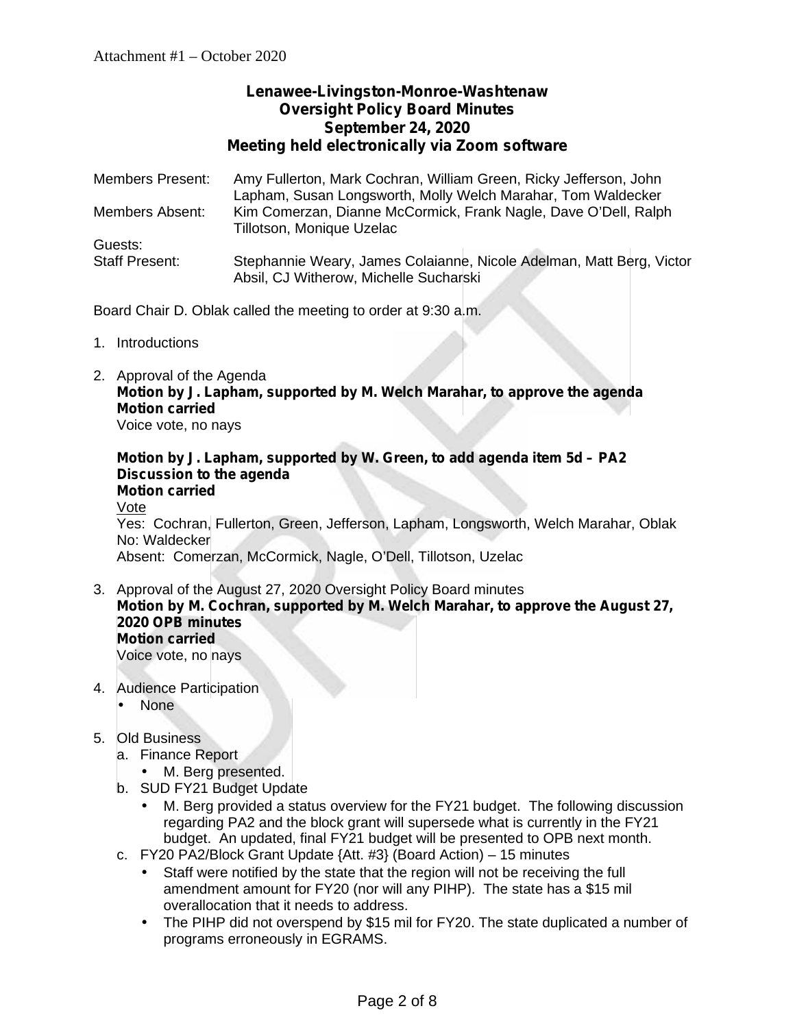Attachment #1 – October 2020

**Lenawee-Livingston-Monroe-Washtenaw**
**Oversight Policy Board Minutes**
**September 24, 2020**
**Meeting held electronically via Zoom software**

| | |
|---|---|
| Members Present: | Amy Fullerton, Mark Cochran, William Green, Ricky Jefferson, John Lapham, Susan Longsworth, Molly Welch Marahar, Tom Waldecker |
| Members Absent: | Kim Comerzan, Dianne McCormick, Frank Nagle, Dave O'Dell, Ralph Tillotson, Monique Uzelac |
| Guests: | |
| Staff Present: | Stephannie Weary, James Colaianne, Nicole Adelman, Matt Berg, Victor Absil, CJ Witherow, Michelle Sucharski |

Board Chair D. Oblak called the meeting to order at 9:30 a.m.

1. Introductions

2. Approval of the Agenda
   **Motion by J. Lapham, supported by M. Welch Marahar, to approve the agenda**
   **Motion carried**
   Voice vote, no nays

   **Motion by J. Lapham, supported by W. Green, to add agenda item 5d – PA2 Discussion to the agenda**
   **Motion carried**
   Vote
   Yes: Cochran, Fullerton, Green, Jefferson, Lapham, Longsworth, Welch Marahar, Oblak
   No: Waldecker
   Absent: Comerzan, McCormick, Nagle, O'Dell, Tillotson, Uzelac

3. Approval of the August 27, 2020 Oversight Policy Board minutes
   **Motion by M. Cochran, supported by M. Welch Marahar, to approve the August 27, 2020 OPB minutes**
   **Motion carried**
   Voice vote, no nays

4. Audience Participation
   - None

5. Old Business
   a. Finance Report
      - M. Berg presented.

   b. SUD FY21 Budget Update
      - M. Berg provided a status overview for the FY21 budget. The following discussion regarding PA2 and the block grant will supersede what is currently in the FY21 budget. An updated, final FY21 budget will be presented to OPB next month.

   c. FY20 PA2/Block Grant Update {Att. #3} (Board Action) – 15 minutes
      - Staff were notified by the state that the region will not be receiving the full amendment amount for FY20 (nor will any PIHP). The state has a $15 mil overallocation that it needs to address.
      - The PIHP did not overspend by $15 mil for FY20. The state duplicated a number of programs erroneously in EGRAMS.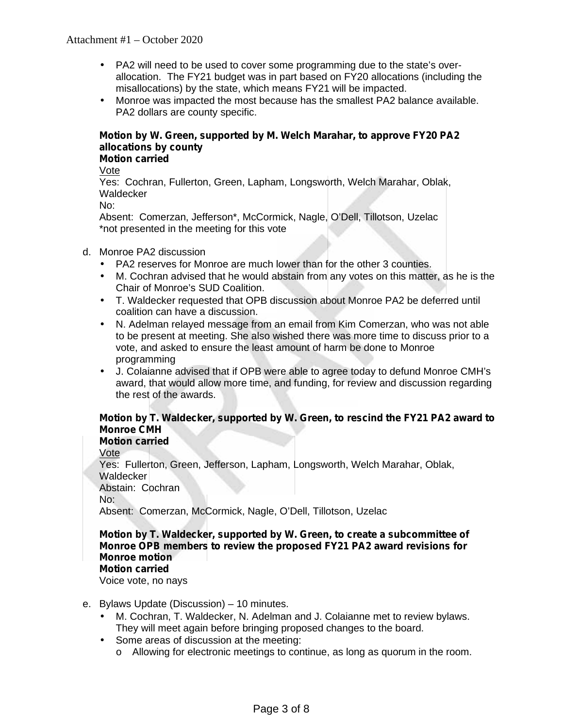- PA2 will need to be used to cover some programming due to the state's over-allocation. The FY21 budget was in part based on FY20 allocations (including the misallocations) by the state, which means FY21 will be impacted.
- Monroe was impacted the most because has the smallest PA2 balance available. PA2 dollars are county specific.

**Motion by W. Green, supported by M. Welch Marahar, to approve FY20 PA2 allocations by county**
**Motion carried**
Vote
Yes: Cochran, Fullerton, Green, Lapham, Longsworth, Welch Marahar, Oblak, Waldecker
No:
Absent: Comerzan, Jefferson*, McCormick, Nagle, O'Dell, Tillotson, Uzelac
*not presented in the meeting for this vote

d. Monroe PA2 discussion
   - PA2 reserves for Monroe are much lower than for the other 3 counties.
   - M. Cochran advised that he would abstain from any votes on this matter, as he is the Chair of Monroe's SUD Coalition.
   - T. Waldecker requested that OPB discussion about Monroe PA2 be deferred until coalition can have a discussion.
   - N. Adelman relayed message from an email from Kim Comerzan, who was not able to be present at meeting. She also wished there was more time to discuss prior to a vote, and asked to ensure the least amount of harm be done to Monroe programming
   - J. Colaianne advised that if OPB were able to agree today to defund Monroe CMH's award, that would allow more time, and funding, for review and discussion regarding the rest of the awards.

**Motion by T. Waldecker, supported by W. Green, to rescind the FY21 PA2 award to Monroe CMH**
**Motion carried**
Vote
Yes: Fullerton, Green, Jefferson, Lapham, Longsworth, Welch Marahar, Oblak, Waldecker
Abstain: Cochran
No:
Absent: Comerzan, McCormick, Nagle, O'Dell, Tillotson, Uzelac

**Motion by T. Waldecker, supported by W. Green, to create a subcommittee of Monroe OPB members to review the proposed FY21 PA2 award revisions for Monroe motion**
**Motion carried**
Voice vote, no nays

e. Bylaws Update (Discussion) – 10 minutes.
   - M. Cochran, T. Waldecker, N. Adelman and J. Colaianne met to review bylaws. They will meet again before bringing proposed changes to the board.
   - Some areas of discussion at the meeting:
     - Allowing for electronic meetings to continue, as long as quorum in the room.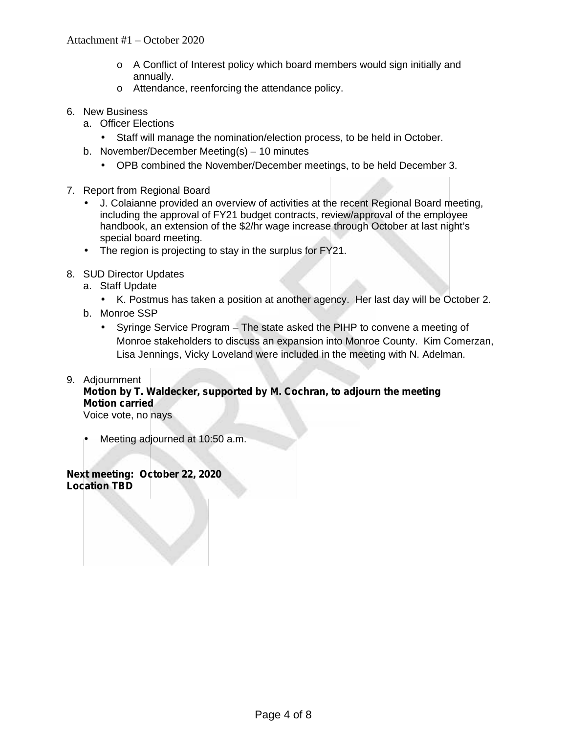- o A Conflict of Interest policy which board members would sign initially and annually.
  - o Attendance, reenforcing the attendance policy.

6. New Business
   a. Officer Elections
      - Staff will manage the nomination/election process, to be held in October.

   b. November/December Meeting(s) – 10 minutes
      - OPB combined the November/December meetings, to be held December 3.

7. Report from Regional Board
   - J. Colaianne provided an overview of activities at the recent Regional Board meeting, including the approval of FY21 budget contracts, review/approval of the employee handbook, an extension of the $2/hr wage increase through October at last night's special board meeting.
   - The region is projecting to stay in the surplus for FY21.

8. SUD Director Updates
   a. Staff Update
      - K. Postmus has taken a position at another agency. Her last day will be October 2.

   b. Monroe SSP
      - Syringe Service Program – The state asked the PIHP to convene a meeting of Monroe stakeholders to discuss an expansion into Monroe County. Kim Comerzan, Lisa Jennings, Vicky Loveland were included in the meeting with N. Adelman.

9. Adjournment
   **Motion by T. Waldecker, supported by M. Cochran, to adjourn the meeting**
   **Motion carried**
   Voice vote, no nays

   - Meeting adjourned at 10:50 a.m.

**Next meeting: October 22, 2020**
**Location TBD**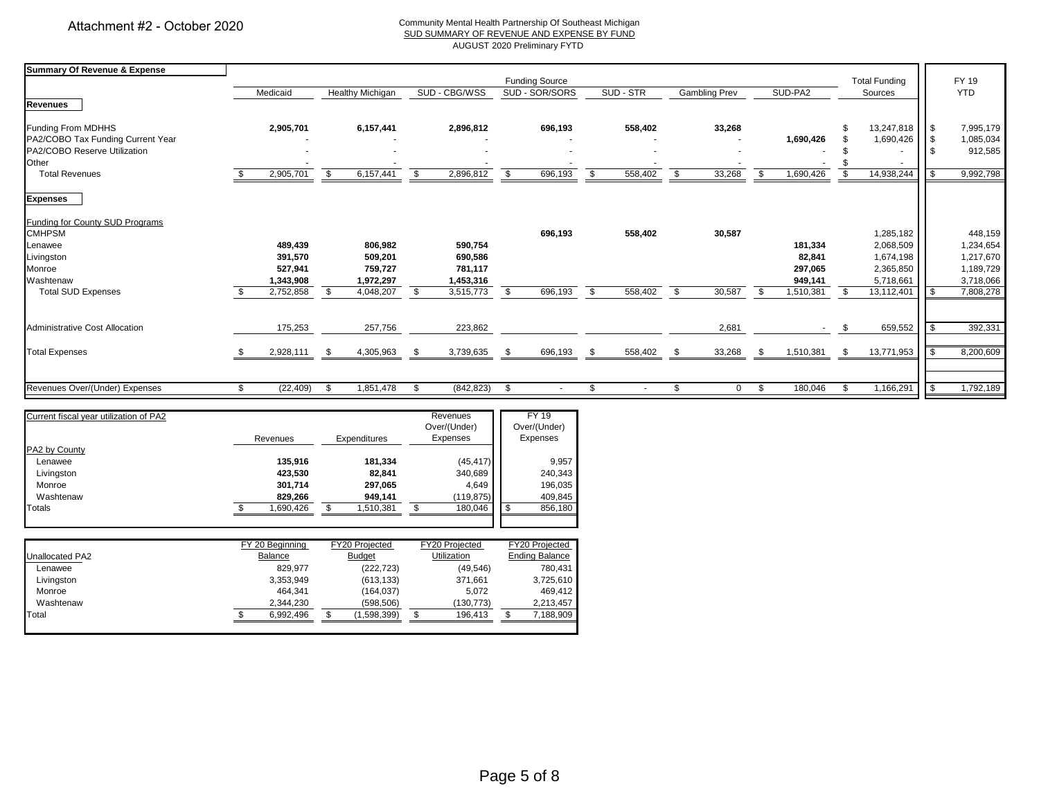Attachment #2 - October 2020

Community Mental Health Partnership Of Southeast Michigan
SUD SUMMARY OF REVENUE AND EXPENSE BY FUND
AUGUST 2020 Preliminary FYTD

| Summary Of Revenue & Expense | Medicaid | Healthy Michigan | SUD - CBG/WSS | SUD - SOR/SORS | SUD - STR | Gambling Prev | SUD-PA2 | Total Funding Sources | FY 19 YTD |
|---|---|---|---|---|---|---|---|---|---|
| **Revenues** | | | | | | | | | |
| Funding From MDHHS | **2,905,701** | **6,157,441** | **2,896,812** | **696,193** | **558,402** | **33,268** | | $ 13,247,818 | $ 7,995,179 |
| PA2/COBO Tax Funding Current Year | - | - | - | - | - | - | **1,690,426** | $ 1,690,426 | $ 1,085,034 |
| PA2/COBO Reserve Utilization | - | - | - | - | - | - | - | $ - | $ 912,585 |
| Other | - | - | - | - | - | - | - | $ - | |
| Total Revenues | $ 2,905,701 | $ 6,157,441 | $ 2,896,812 | $ 696,193 | $ 558,402 | $ 33,268 | $ 1,690,426 | $ 14,938,244 | $ 9,992,798 |
| **Expenses** | | | | | | | | | |
| Funding for County SUD Programs | | | | | | | | | |
| CMHPSM | | | | **696,193** | **558,402** | **30,587** | | 1,285,182 | 448,159 |
| Lenawee | **489,439** | **806,982** | **590,754** | | | | **181,334** | 2,068,509 | 1,234,654 |
| Livingston | **391,570** | **509,201** | **690,586** | | | | **82,841** | 1,674,198 | 1,217,670 |
| Monroe | **527,941** | **759,727** | **781,117** | | | | **297,065** | 2,365,850 | 1,189,729 |
| Washtenaw | **1,343,908** | **1,972,297** | **1,453,316** | | | | **949,141** | 5,718,661 | 3,718,066 |
| Total SUD Expenses | $ 2,752,858 | $ 4,048,207 | $ 3,515,773 | $ 696,193 | $ 558,402 | $ 30,587 | $ 1,510,381 | $ 13,112,401 | $ 7,808,278 |
| Administrative Cost Allocation | 175,253 | 257,756 | 223,862 | | | 2,681 | - | $ 659,552 | $ 392,331 |
| Total Expenses | $ 2,928,111 | $ 4,305,963 | $ 3,739,635 | $ 696,193 | $ 558,402 | $ 33,268 | $ 1,510,381 | $ 13,771,953 | $ 8,200,609 |
| Revenues Over/(Under) Expenses | $ (22,409) | $ 1,851,478 | $ (842,823) | $ - | $ - | $ 0 | $ 180,046 | $ 1,166,291 | $ 1,792,189 |

| Current fiscal year utilization of PA2 | Revenues | Expenditures | Revenues Over/(Under) Expenses | FY 19 Over/(Under) Expenses |
|---|---|---|---|---|
| PA2 by County | | | | |
| Lenawee | **135,916** | **181,334** | (45,417) | 9,957 |
| Livingston | **423,530** | **82,841** | 340,689 | 240,343 |
| Monroe | **301,714** | **297,065** | 4,649 | 196,035 |
| Washtenaw | **829,266** | **949,141** | (119,875) | 409,845 |
| Totals | $ 1,690,426 | $ 1,510,381 | $ 180,046 | $ 856,180 |

| Unallocated PA2 | FY 20 Beginning Balance | FY20 Projected Budget | FY20 Projected Utilization | FY20 Projected Ending Balance |
|---|---|---|---|---|
| Lenawee | 829,977 | (222,723) | (49,546) | 780,431 |
| Livingston | 3,353,949 | (613,133) | 371,661 | 3,725,610 |
| Monroe | 464,341 | (164,037) | 5,072 | 469,412 |
| Washtenaw | 2,344,230 | (598,506) | (130,773) | 2,213,457 |
| Total | $ 6,992,496 | $ (1,598,399) | $ 196,413 | $ 7,188,909 |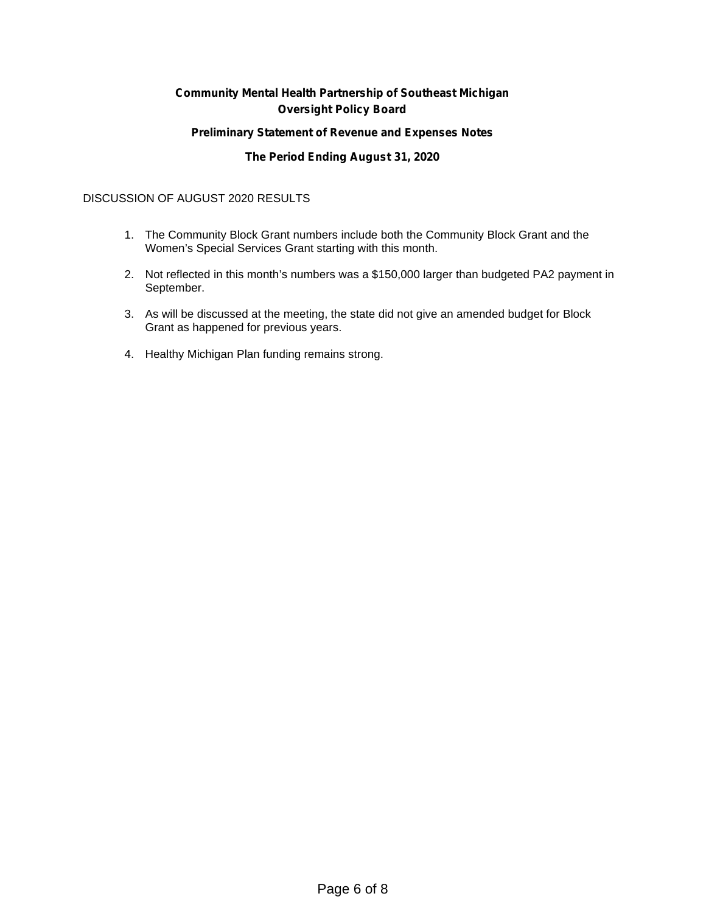**Community Mental Health Partnership of Southeast Michigan**
**Oversight Policy Board**

**Preliminary Statement of Revenue and Expenses Notes**

**The Period Ending August 31, 2020**

DISCUSSION OF AUGUST 2020 RESULTS

1. The Community Block Grant numbers include both the Community Block Grant and the Women's Special Services Grant starting with this month.
2. Not reflected in this month's numbers was a $150,000 larger than budgeted PA2 payment in September.
3. As will be discussed at the meeting, the state did not give an amended budget for Block Grant as happened for previous years.
4. Healthy Michigan Plan funding remains strong.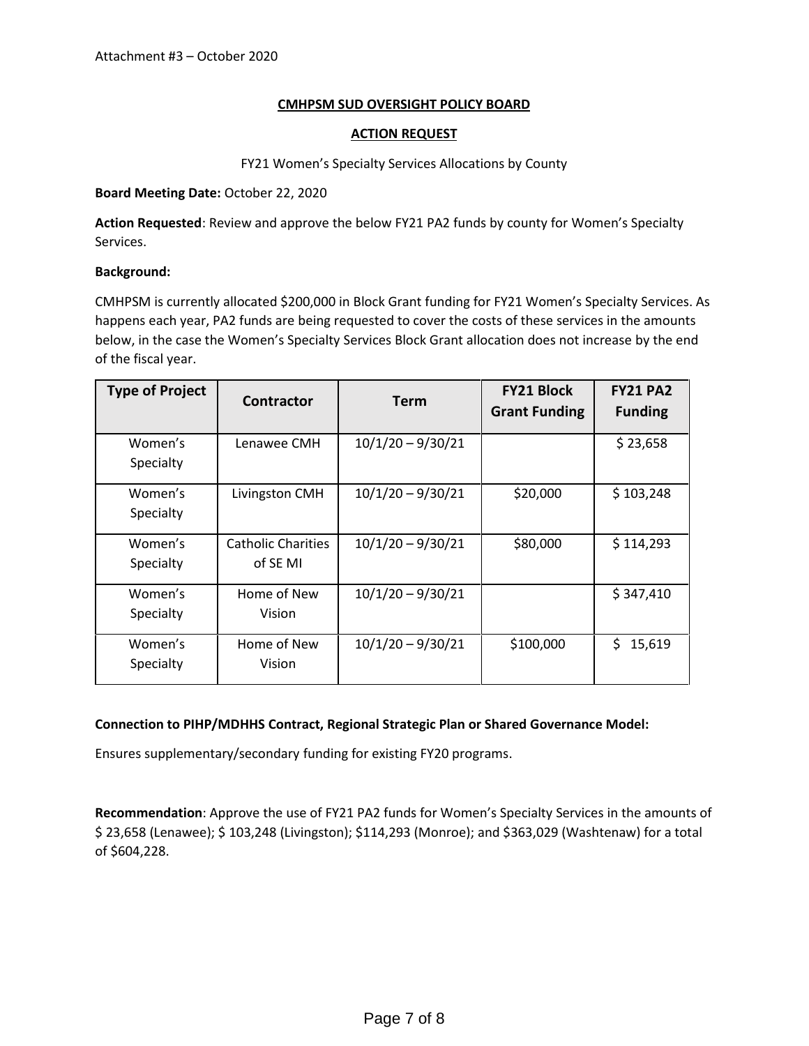Attachment #3 – October 2020

**CMHPSM SUD OVERSIGHT POLICY BOARD**

**ACTION REQUEST**

FY21 Women's Specialty Services Allocations by County

**Board Meeting Date:** October 22, 2020

**Action Requested**: Review and approve the below FY21 PA2 funds by county for Women's Specialty Services.

**Background:**

CMHPSM is currently allocated $200,000 in Block Grant funding for FY21 Women's Specialty Services. As happens each year, PA2 funds are being requested to cover the costs of these services in the amounts below, in the case the Women's Specialty Services Block Grant allocation does not increase by the end of the fiscal year.

| Type of Project | Contractor | Term | FY21 Block Grant Funding | FY21 PA2 Funding |
|---|---|---|---|---|
| Women's Specialty | Lenawee CMH | 10/1/20 – 9/30/21 | | $ 23,658 |
| Women's Specialty | Livingston CMH | 10/1/20 – 9/30/21 | $20,000 | $ 103,248 |
| Women's Specialty | Catholic Charities of SE MI | 10/1/20 – 9/30/21 | $80,000 | $ 114,293 |
| Women's Specialty | Home of New Vision | 10/1/20 – 9/30/21 | | $ 347,410 |
| Women's Specialty | Home of New Vision | 10/1/20 – 9/30/21 | $100,000 | $ 15,619 |

**Connection to PIHP/MDHHS Contract, Regional Strategic Plan or Shared Governance Model:**

Ensures supplementary/secondary funding for existing FY20 programs.

**Recommendation**: Approve the use of FY21 PA2 funds for Women's Specialty Services in the amounts of $ 23,658 (Lenawee); $ 103,248 (Livingston); $114,293 (Monroe); and $363,029 (Washtenaw) for a total of $604,228.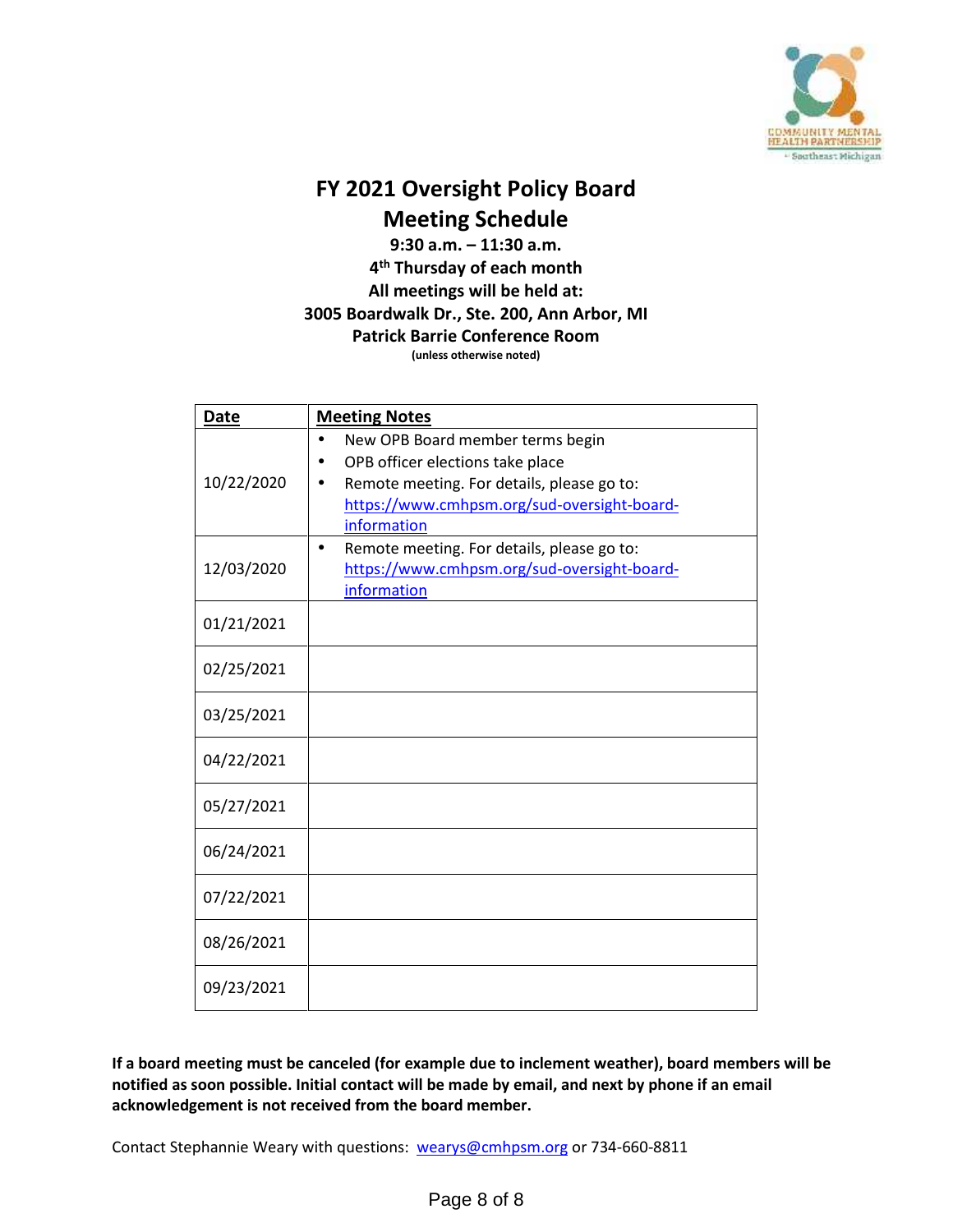# FY 2021 Oversight Policy Board Meeting Schedule

**9:30 a.m. – 11:30 a.m.**

**4th Thursday of each month**

**All meetings will be held at:**

**3005 Boardwalk Dr., Ste. 200, Ann Arbor, MI**

**Patrick Barrie Conference Room**

**(unless otherwise noted)**

| Date | Meeting Notes |
|---|---|
| 10/22/2020 | • New OPB Board member terms begin<br>• OPB officer elections take place<br>• Remote meeting. For details, please go to: https://www.cmhpsm.org/sud-oversight-board-information |
| 12/03/2020 | • Remote meeting. For details, please go to: https://www.cmhpsm.org/sud-oversight-board-information |
| 01/21/2021 | |
| 02/25/2021 | |
| 03/25/2021 | |
| 04/22/2021 | |
| 05/27/2021 | |
| 06/24/2021 | |
| 07/22/2021 | |
| 08/26/2021 | |
| 09/23/2021 | |

**If a board meeting must be canceled (for example due to inclement weather), board members will be notified as soon possible. Initial contact will be made by email, and next by phone if an email acknowledgement is not received from the board member.**

Contact Stephannie Weary with questions: wearys@cmhpsm.org or 734-660-8811